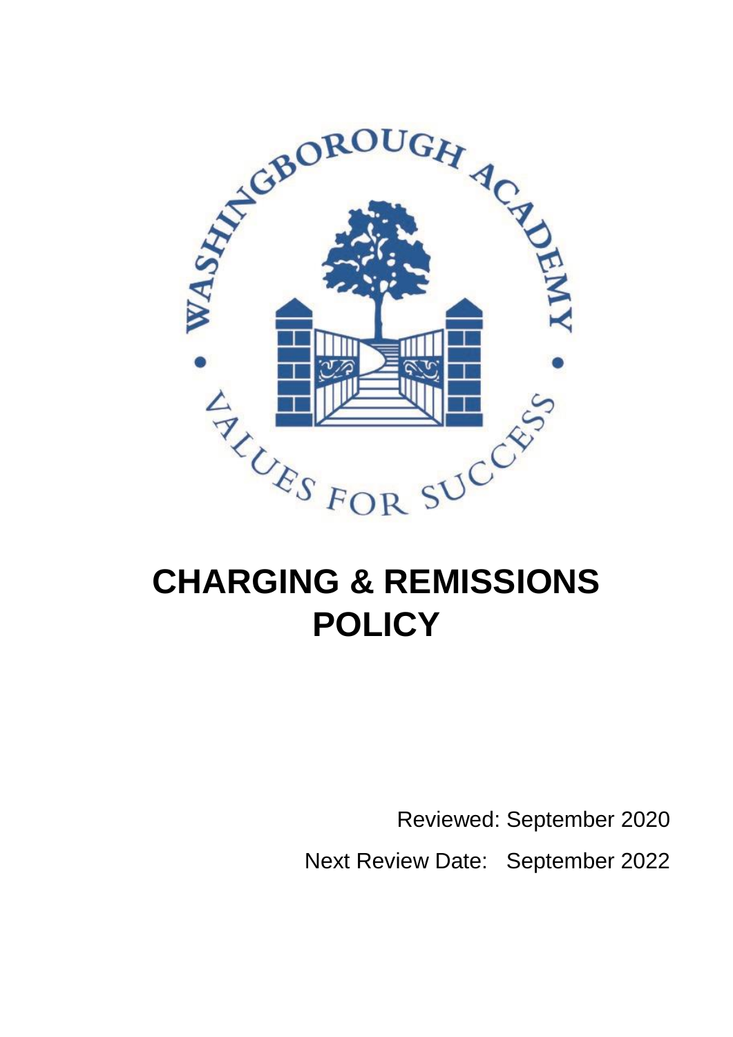# CHARGING & REMISSIONS POLICY

Reviewed: September 2020

Next Review Date: September 2022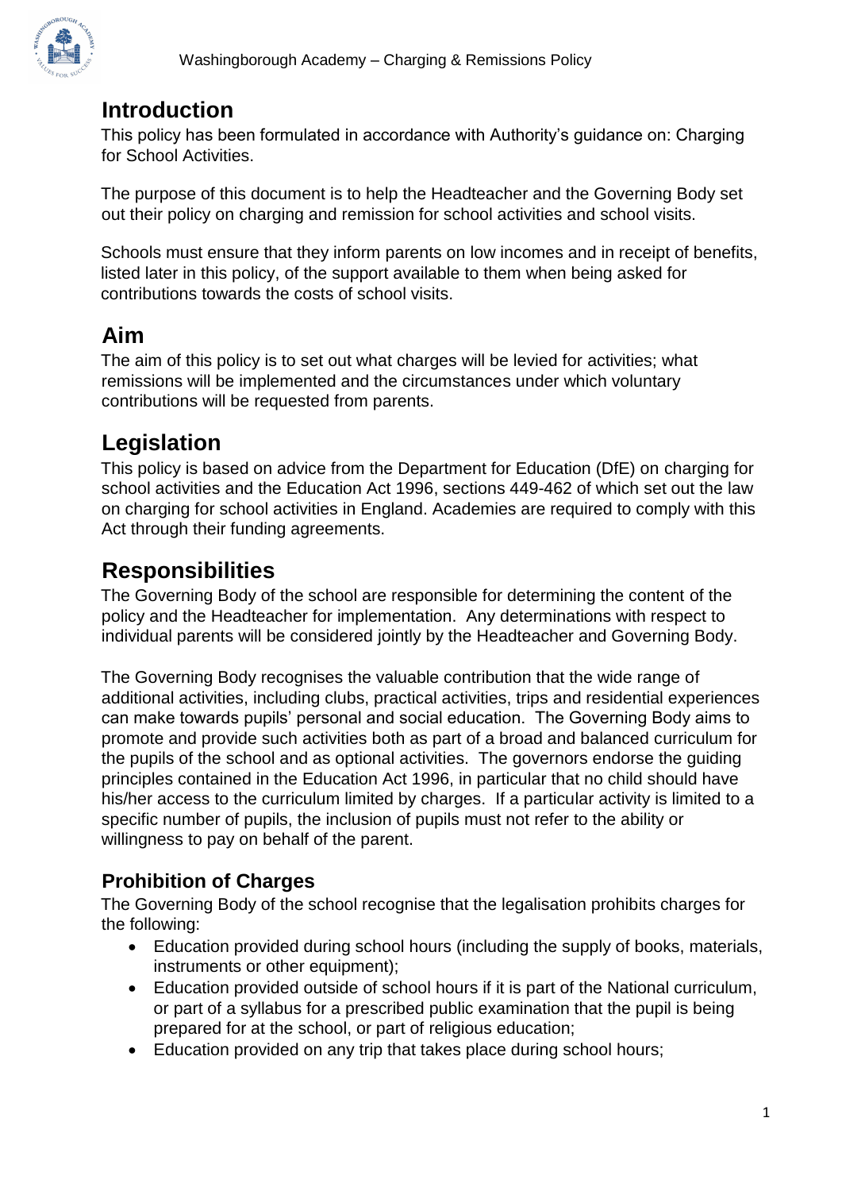## Introduction

This policy has been formulated in accordance with Authority's guidance on: Charging for School Activities.

The purpose of this document is to help the Headteacher and the Governing Body set out their policy on charging and remission for school activities and school visits.

Schools must ensure that they inform parents on low incomes and in receipt of benefits, listed later in this policy, of the support available to them when being asked for contributions towards the costs of school visits.

## Aim

The aim of this policy is to set out what charges will be levied for activities; what remissions will be implemented and the circumstances under which voluntary contributions will be requested from parents.

## Legislation

This policy is based on advice from the Department for Education (DfE) on charging for school activities and the Education Act 1996, sections 449-462 of which set out the law on charging for school activities in England. Academies are required to comply with this Act through their funding agreements.

## Responsibilities

The Governing Body of the school are responsible for determining the content of the policy and the Headteacher for implementation. Any determinations with respect to individual parents will be considered jointly by the Headteacher and Governing Body.

The Governing Body recognises the valuable contribution that the wide range of additional activities, including clubs, practical activities, trips and residential experiences can make towards pupils' personal and social education. The Governing Body aims to promote and provide such activities both as part of a broad and balanced curriculum for the pupils of the school and as optional activities. The governors endorse the guiding principles contained in the Education Act 1996, in particular that no child should have his/her access to the curriculum limited by charges. If a particular activity is limited to a specific number of pupils, the inclusion of pupils must not refer to the ability or willingness to pay on behalf of the parent.

### Prohibition of Charges

The Governing Body of the school recognise that the legalisation prohibits charges for the following:

- Education provided during school hours (including the supply of books, materials, instruments or other equipment);
- Education provided outside of school hours if it is part of the National curriculum, or part of a syllabus for a prescribed public examination that the pupil is being prepared for at the school, or part of religious education;
- Education provided on any trip that takes place during school hours;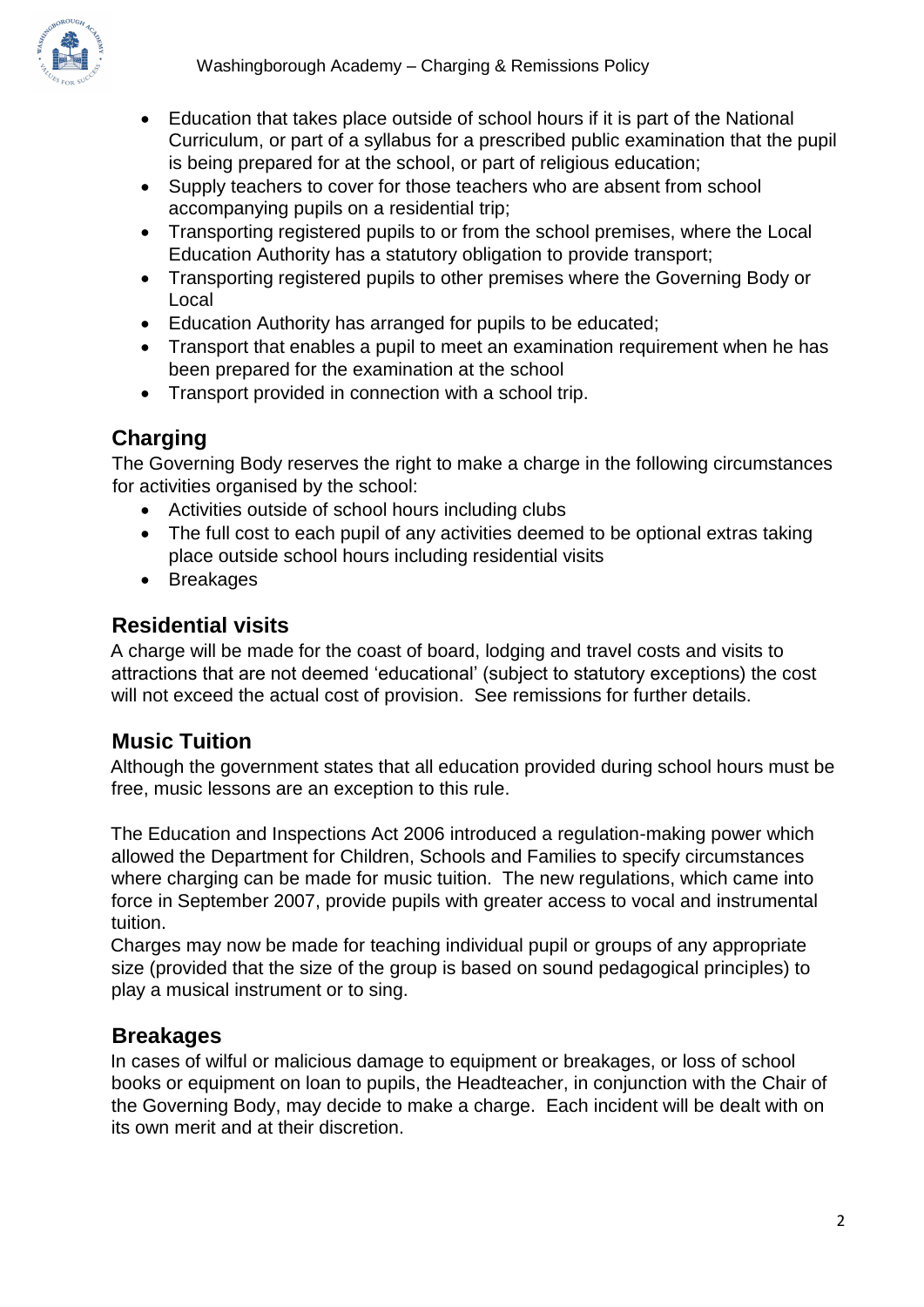- Education that takes place outside of school hours if it is part of the National Curriculum, or part of a syllabus for a prescribed public examination that the pupil is being prepared for at the school, or part of religious education;
- Supply teachers to cover for those teachers who are absent from school accompanying pupils on a residential trip;
- Transporting registered pupils to or from the school premises, where the Local Education Authority has a statutory obligation to provide transport;
- Transporting registered pupils to other premises where the Governing Body or Local
- Education Authority has arranged for pupils to be educated;
- Transport that enables a pupil to meet an examination requirement when he has been prepared for the examination at the school
- Transport provided in connection with a school trip.

## Charging

The Governing Body reserves the right to make a charge in the following circumstances for activities organised by the school:

- Activities outside of school hours including clubs
- The full cost to each pupil of any activities deemed to be optional extras taking place outside school hours including residential visits
- Breakages

## Residential visits

A charge will be made for the coast of board, lodging and travel costs and visits to attractions that are not deemed 'educational' (subject to statutory exceptions) the cost will not exceed the actual cost of provision. See remissions for further details.

## Music Tuition

Although the government states that all education provided during school hours must be free, music lessons are an exception to this rule.

The Education and Inspections Act 2006 introduced a regulation-making power which allowed the Department for Children, Schools and Families to specify circumstances where charging can be made for music tuition. The new regulations, which came into force in September 2007, provide pupils with greater access to vocal and instrumental tuition.

Charges may now be made for teaching individual pupil or groups of any appropriate size (provided that the size of the group is based on sound pedagogical principles) to play a musical instrument or to sing.

## Breakages

In cases of wilful or malicious damage to equipment or breakages, or loss of school books or equipment on loan to pupils, the Headteacher, in conjunction with the Chair of the Governing Body, may decide to make a charge. Each incident will be dealt with on its own merit and at their discretion.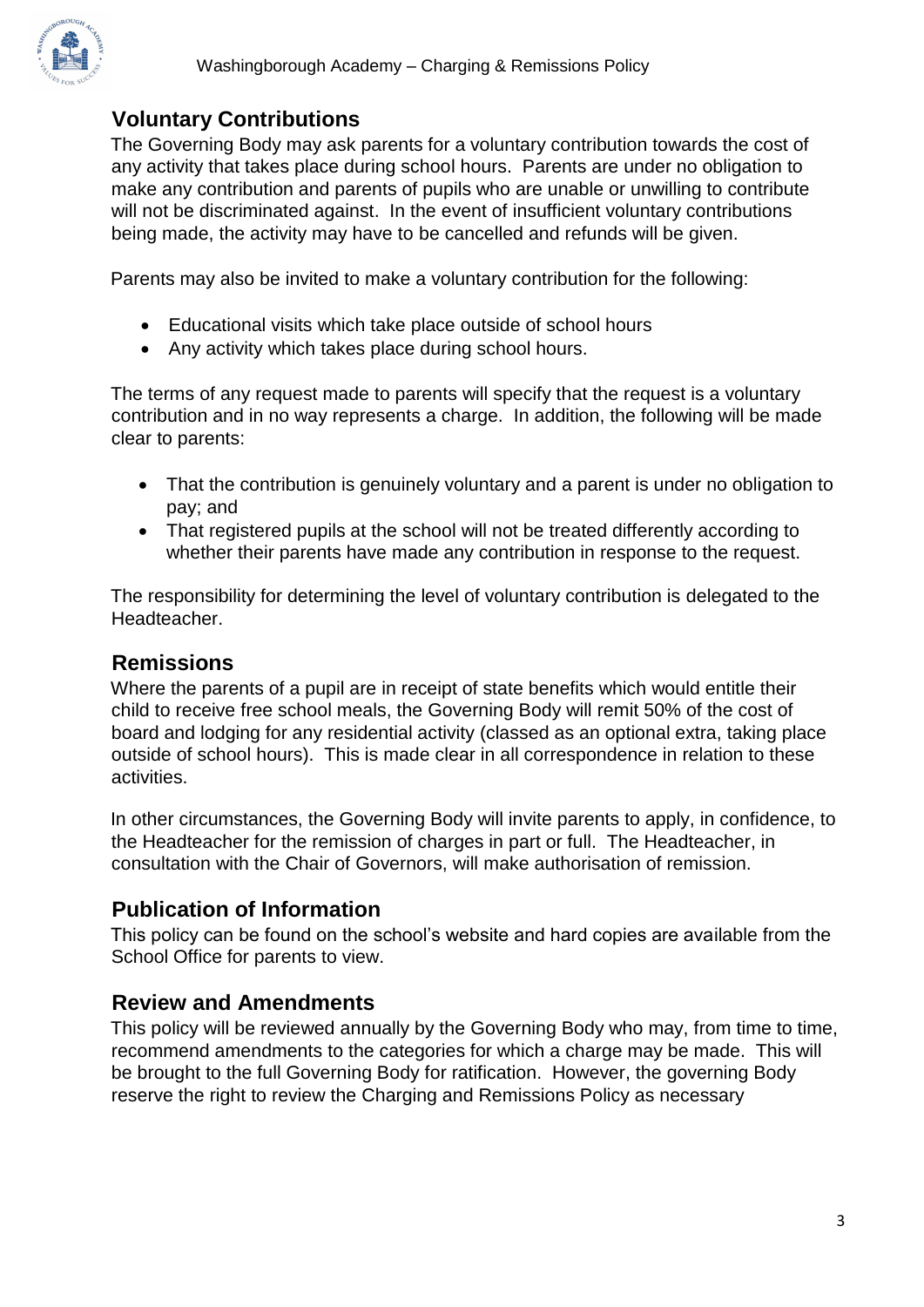## Voluntary Contributions

The Governing Body may ask parents for a voluntary contribution towards the cost of any activity that takes place during school hours. Parents are under no obligation to make any contribution and parents of pupils who are unable or unwilling to contribute will not be discriminated against. In the event of insufficient voluntary contributions being made, the activity may have to be cancelled and refunds will be given.

Parents may also be invited to make a voluntary contribution for the following:

- Educational visits which take place outside of school hours
- Any activity which takes place during school hours.

The terms of any request made to parents will specify that the request is a voluntary contribution and in no way represents a charge. In addition, the following will be made clear to parents:

- That the contribution is genuinely voluntary and a parent is under no obligation to pay; and
- That registered pupils at the school will not be treated differently according to whether their parents have made any contribution in response to the request.

The responsibility for determining the level of voluntary contribution is delegated to the Headteacher.

## Remissions

Where the parents of a pupil are in receipt of state benefits which would entitle their child to receive free school meals, the Governing Body will remit 50% of the cost of board and lodging for any residential activity (classed as an optional extra, taking place outside of school hours). This is made clear in all correspondence in relation to these activities.

In other circumstances, the Governing Body will invite parents to apply, in confidence, to the Headteacher for the remission of charges in part or full. The Headteacher, in consultation with the Chair of Governors, will make authorisation of remission.

## Publication of Information

This policy can be found on the school's website and hard copies are available from the School Office for parents to view.

## Review and Amendments

This policy will be reviewed annually by the Governing Body who may, from time to time, recommend amendments to the categories for which a charge may be made. This will be brought to the full Governing Body for ratification. However, the governing Body reserve the right to review the Charging and Remissions Policy as necessary